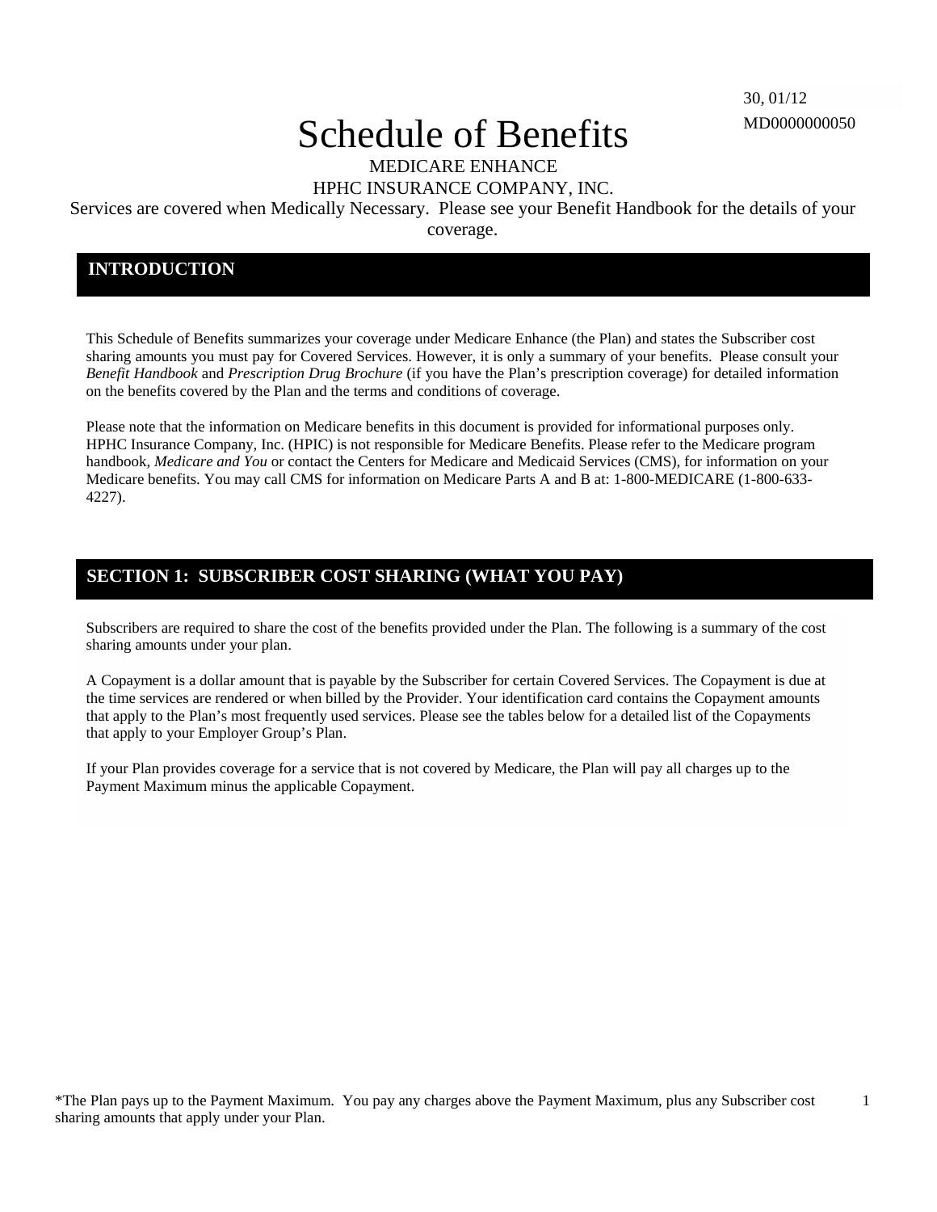30, 01/12
MD0000000050

# Schedule of Benefits

MEDICARE ENHANCE
HPHC INSURANCE COMPANY, INC.

Services are covered when Medically Necessary. Please see your Benefit Handbook for the details of your coverage.

## INTRODUCTION

This Schedule of Benefits summarizes your coverage under Medicare Enhance (the Plan) and states the Subscriber cost sharing amounts you must pay for Covered Services. However, it is only a summary of your benefits. Please consult your *Benefit Handbook* and *Prescription Drug Brochure* (if you have the Plan's prescription coverage) for detailed information on the benefits covered by the Plan and the terms and conditions of coverage.

Please note that the information on Medicare benefits in this document is provided for informational purposes only. HPHC Insurance Company, Inc. (HPIC) is not responsible for Medicare Benefits. Please refer to the Medicare program handbook, *Medicare and You* or contact the Centers for Medicare and Medicaid Services (CMS), for information on your Medicare benefits. You may call CMS for information on Medicare Parts A and B at: 1-800-MEDICARE (1-800-633-4227).

## SECTION 1: SUBSCRIBER COST SHARING (WHAT YOU PAY)

Subscribers are required to share the cost of the benefits provided under the Plan. The following is a summary of the cost sharing amounts under your plan.

A Copayment is a dollar amount that is payable by the Subscriber for certain Covered Services. The Copayment is due at the time services are rendered or when billed by the Provider. Your identification card contains the Copayment amounts that apply to the Plan's most frequently used services. Please see the tables below for a detailed list of the Copayments that apply to your Employer Group's Plan.

If your Plan provides coverage for a service that is not covered by Medicare, the Plan will pay all charges up to the Payment Maximum minus the applicable Copayment.

*The Plan pays up to the Payment Maximum. You pay any charges above the Payment Maximum, plus any Subscriber cost sharing amounts that apply under your Plan.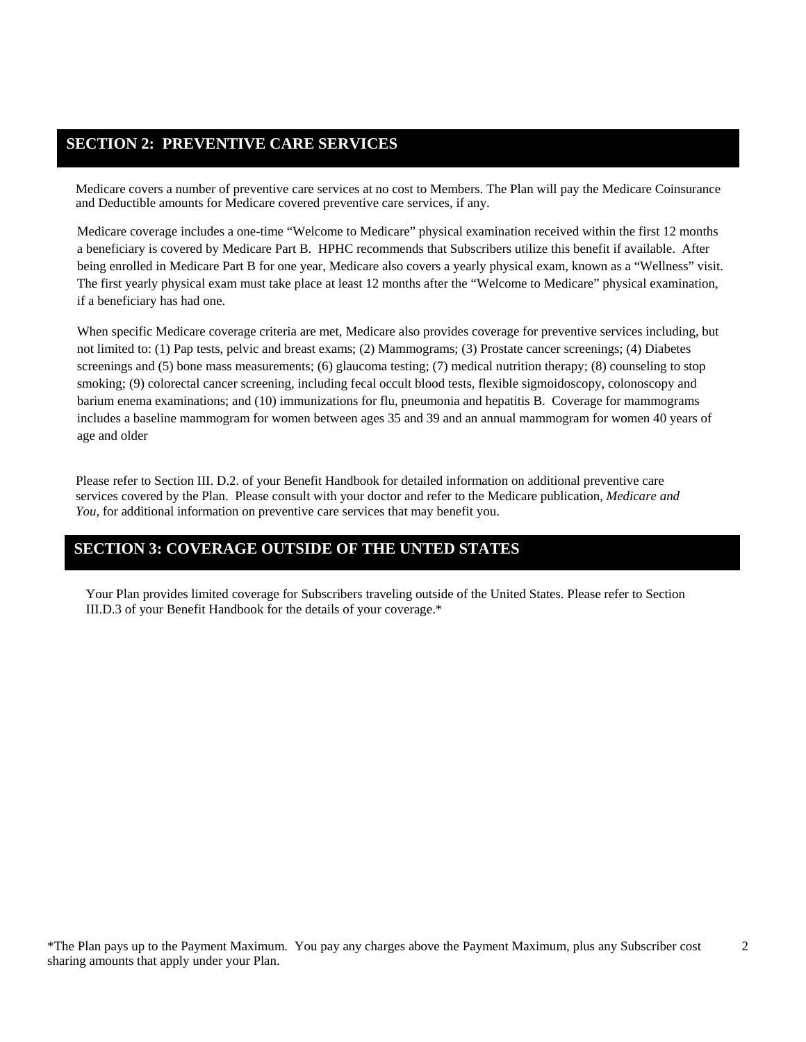## SECTION 2: PREVENTIVE CARE SERVICES

Medicare covers a number of preventive care services at no cost to Members. The Plan will pay the Medicare Coinsurance and Deductible amounts for Medicare covered preventive care services, if any.

Medicare coverage includes a one-time "Welcome to Medicare" physical examination received within the first 12 months a beneficiary is covered by Medicare Part B. HPHC recommends that Subscribers utilize this benefit if available. After being enrolled in Medicare Part B for one year, Medicare also covers a yearly physical exam, known as a "Wellness" visit. The first yearly physical exam must take place at least 12 months after the "Welcome to Medicare" physical examination, if a beneficiary has had one.

When specific Medicare coverage criteria are met, Medicare also provides coverage for preventive services including, but not limited to: (1) Pap tests, pelvic and breast exams; (2) Mammograms; (3) Prostate cancer screenings; (4) Diabetes screenings and (5) bone mass measurements; (6) glaucoma testing; (7) medical nutrition therapy; (8) counseling to stop smoking; (9) colorectal cancer screening, including fecal occult blood tests, flexible sigmoidoscopy, colonoscopy and barium enema examinations; and (10) immunizations for flu, pneumonia and hepatitis B. Coverage for mammograms includes a baseline mammogram for women between ages 35 and 39 and an annual mammogram for women 40 years of age and older

Please refer to Section III. D.2. of your Benefit Handbook for detailed information on additional preventive care services covered by the Plan. Please consult with your doctor and refer to the Medicare publication, *Medicare and You,* for additional information on preventive care services that may benefit you.

## SECTION 3: COVERAGE OUTSIDE OF THE UNTED STATES

Your Plan provides limited coverage for Subscribers traveling outside of the United States. Please refer to Section III.D.3 of your Benefit Handbook for the details of your coverage.*

*The Plan pays up to the Payment Maximum. You pay any charges above the Payment Maximum, plus any Subscriber cost sharing amounts that apply under your Plan.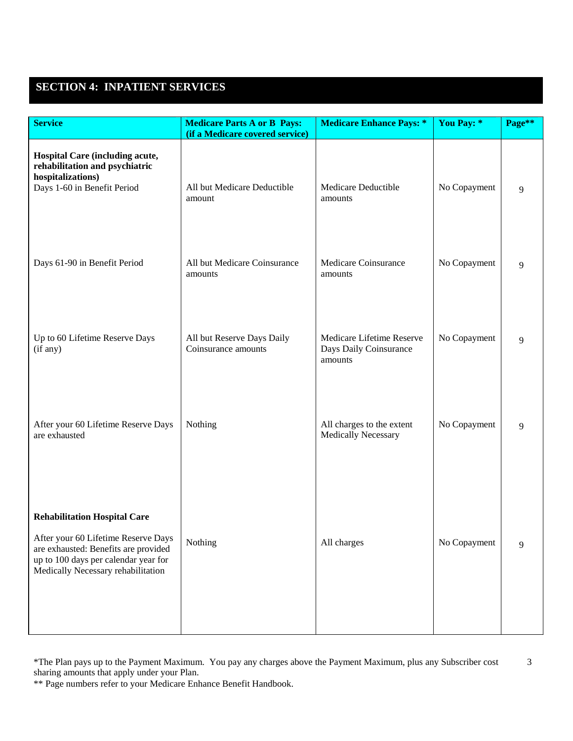## SECTION 4: INPATIENT SERVICES

| Service | Medicare Parts A or B Pays: (if a Medicare covered service) | Medicare Enhance Pays: * | You Pay: * | Page** |
|---|---|---|---|---|
| **Hospital Care (including acute, rehabilitation and psychiatric hospitalizations)** Days 1-60 in Benefit Period | All but Medicare Deductible amount | Medicare Deductible amounts | No Copayment | 9 |
| Days 61-90 in Benefit Period | All but Medicare Coinsurance amounts | Medicare Coinsurance amounts | No Copayment | 9 |
| Up to 60 Lifetime Reserve Days (if any) | All but Reserve Days Daily Coinsurance amounts | Medicare Lifetime Reserve Days Daily Coinsurance amounts | No Copayment | 9 |
| After your 60 Lifetime Reserve Days are exhausted | Nothing | All charges to the extent Medically Necessary | No Copayment | 9 |
| **Rehabilitation Hospital Care** After your 60 Lifetime Reserve Days are exhausted: Benefits are provided up to 100 days per calendar year for Medically Necessary rehabilitation | Nothing | All charges | No Copayment | 9 |

*The Plan pays up to the Payment Maximum. You pay any charges above the Payment Maximum, plus any Subscriber cost sharing amounts that apply under your Plan.

** Page numbers refer to your Medicare Enhance Benefit Handbook.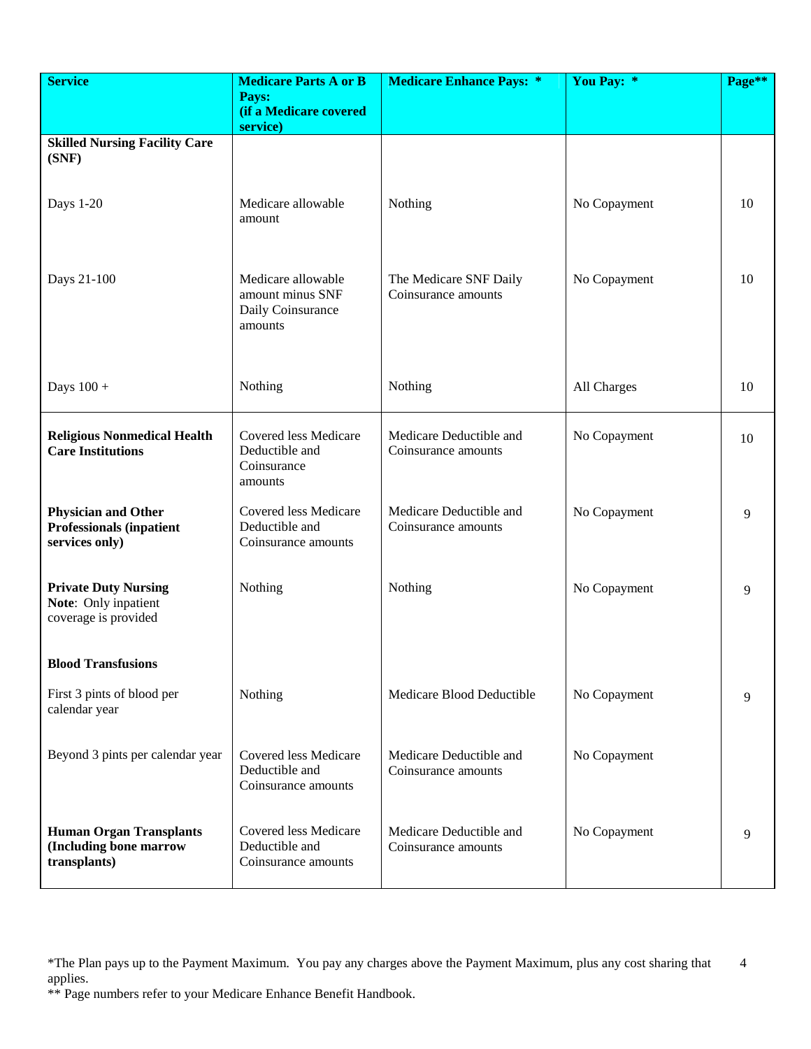| Service | Medicare Parts A or B Pays: (if a Medicare covered service) | Medicare Enhance Pays: * | You Pay: * | Page** |
|---|---|---|---|---|
| **Skilled Nursing Facility Care (SNF)** | | | | |
| Days 1-20 | Medicare allowable amount | Nothing | No Copayment | 10 |
| Days 21-100 | Medicare allowable amount minus SNF Daily Coinsurance amounts | The Medicare SNF Daily Coinsurance amounts | No Copayment | 10 |
| Days 100 + | Nothing | Nothing | All Charges | 10 |
| **Religious Nonmedical Health Care Institutions** | Covered less Medicare Deductible and Coinsurance amounts | Medicare Deductible and Coinsurance amounts | No Copayment | 10 |
| **Physician and Other Professionals (inpatient services only)** | Covered less Medicare Deductible and Coinsurance amounts | Medicare Deductible and Coinsurance amounts | No Copayment | 9 |
| **Private Duty Nursing** **Note**: Only inpatient coverage is provided | Nothing | Nothing | No Copayment | 9 |
| **Blood Transfusions** | | | | |
| First 3 pints of blood per calendar year | Nothing | Medicare Blood Deductible | No Copayment | 9 |
| Beyond 3 pints per calendar year | Covered less Medicare Deductible and Coinsurance amounts | Medicare Deductible and Coinsurance amounts | No Copayment | |
| **Human Organ Transplants (Including bone marrow transplants)** | Covered less Medicare Deductible and Coinsurance amounts | Medicare Deductible and Coinsurance amounts | No Copayment | 9 |

*The Plan pays up to the Payment Maximum. You pay any charges above the Payment Maximum, plus any cost sharing that applies.

** Page numbers refer to your Medicare Enhance Benefit Handbook.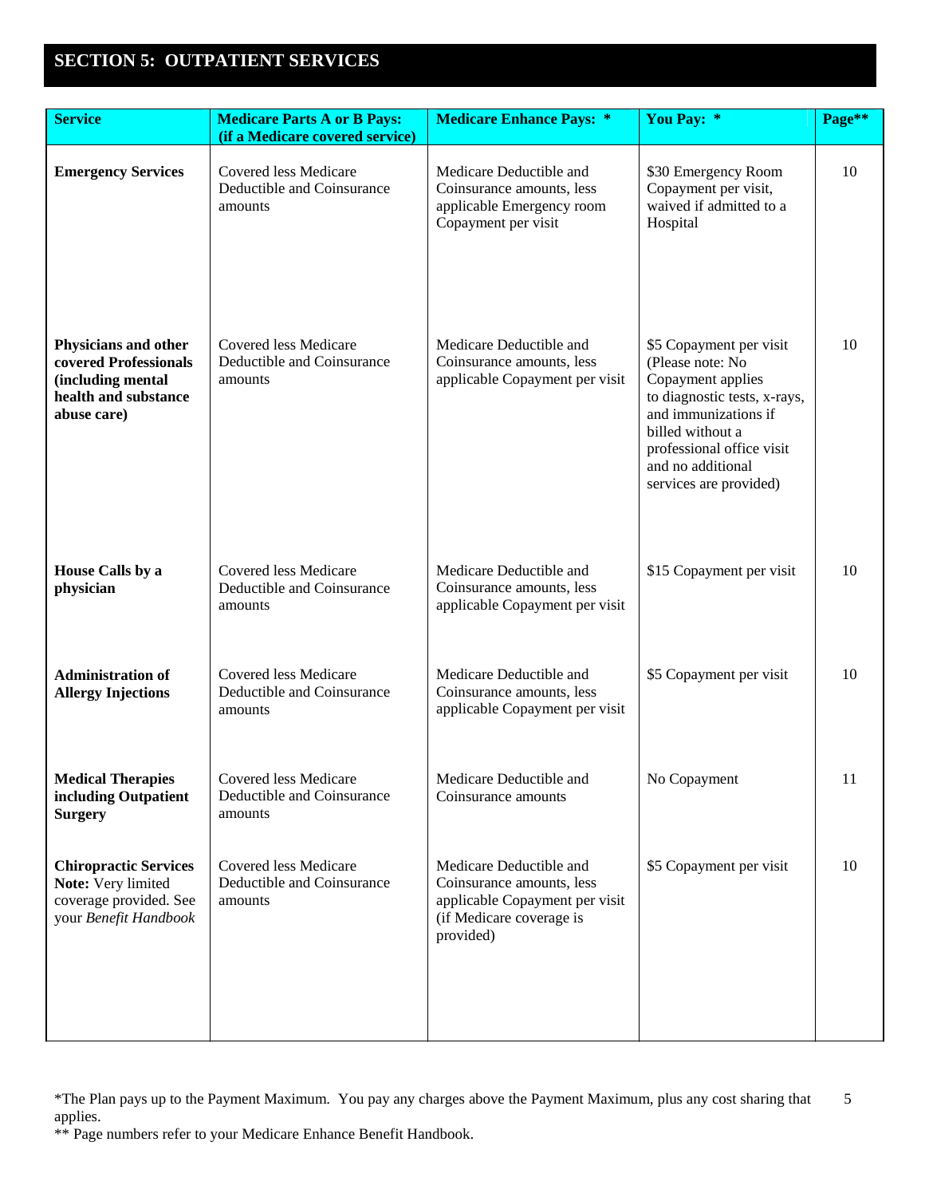## SECTION 5: OUTPATIENT SERVICES

| Service | Medicare Parts A or B Pays: (if a Medicare covered service) | Medicare Enhance Pays: * | You Pay: * | Page** |
|---|---|---|---|---|
| **Emergency Services** | Covered less Medicare Deductible and Coinsurance amounts | Medicare Deductible and Coinsurance amounts, less applicable Emergency room Copayment per visit | $30 Emergency Room Copayment per visit, waived if admitted to a Hospital | 10 |
| **Physicians and other covered Professionals (including mental health and substance abuse care)** | Covered less Medicare Deductible and Coinsurance amounts | Medicare Deductible and Coinsurance amounts, less applicable Copayment per visit | $5 Copayment per visit (Please note: No Copayment applies to diagnostic tests, x-rays, and immunizations if billed without a professional office visit and no additional services are provided) | 10 |
| **House Calls by a physician** | Covered less Medicare Deductible and Coinsurance amounts | Medicare Deductible and Coinsurance amounts, less applicable Copayment per visit | $15 Copayment per visit | 10 |
| **Administration of Allergy Injections** | Covered less Medicare Deductible and Coinsurance amounts | Medicare Deductible and Coinsurance amounts, less applicable Copayment per visit | $5 Copayment per visit | 10 |
| **Medical Therapies including Outpatient Surgery** | Covered less Medicare Deductible and Coinsurance amounts | Medicare Deductible and Coinsurance amounts | No Copayment | 11 |
| **Chiropractic Services** **Note:** Very limited coverage provided. See your *Benefit Handbook* | Covered less Medicare Deductible and Coinsurance amounts | Medicare Deductible and Coinsurance amounts, less applicable Copayment per visit (if Medicare coverage is provided) | $5 Copayment per visit | 10 |

*The Plan pays up to the Payment Maximum. You pay any charges above the Payment Maximum, plus any cost sharing that applies.

** Page numbers refer to your Medicare Enhance Benefit Handbook.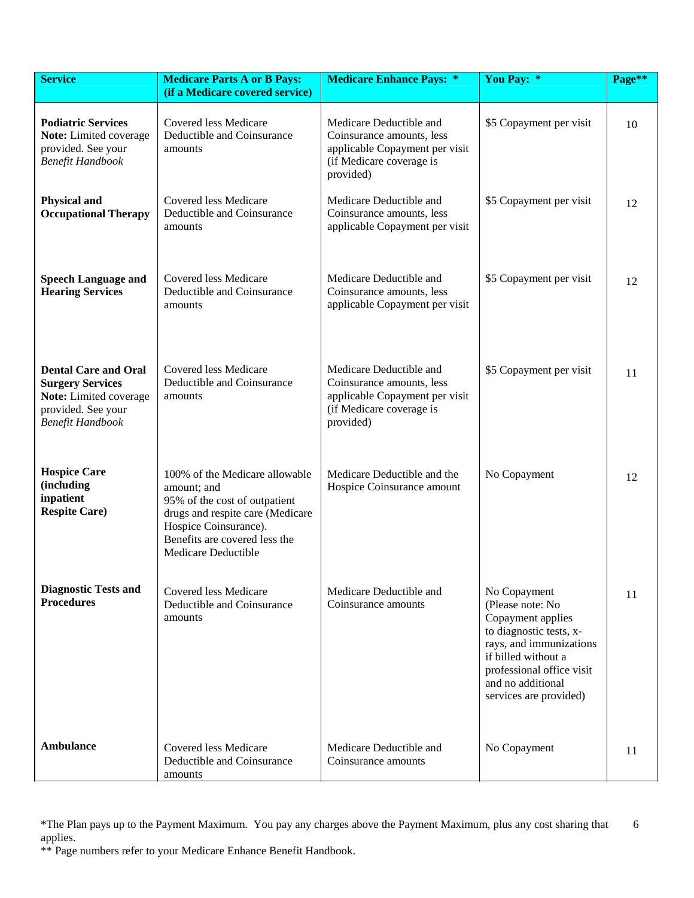| Service | Medicare Parts A or B Pays: (if a Medicare covered service) | Medicare Enhance Pays: * | You Pay: * | Page** |
|---|---|---|---|---|
| **Podiatric Services** **Note:** Limited coverage provided. See your *Benefit Handbook* | Covered less Medicare Deductible and Coinsurance amounts | Medicare Deductible and Coinsurance amounts, less applicable Copayment per visit (if Medicare coverage is provided) | $5 Copayment per visit | 10 |
| **Physical and Occupational Therapy** | Covered less Medicare Deductible and Coinsurance amounts | Medicare Deductible and Coinsurance amounts, less applicable Copayment per visit | $5 Copayment per visit | 12 |
| **Speech Language and Hearing Services** | Covered less Medicare Deductible and Coinsurance amounts | Medicare Deductible and Coinsurance amounts, less applicable Copayment per visit | $5 Copayment per visit | 12 |
| **Dental Care and Oral Surgery Services** **Note:** Limited coverage provided. See your *Benefit Handbook* | Covered less Medicare Deductible and Coinsurance amounts | Medicare Deductible and Coinsurance amounts, less applicable Copayment per visit (if Medicare coverage is provided) | $5 Copayment per visit | 11 |
| **Hospice Care (including inpatient Respite Care)** | 100% of the Medicare allowable amount; and 95% of the cost of outpatient drugs and respite care (Medicare Hospice Coinsurance). Benefits are covered less the Medicare Deductible | Medicare Deductible and the Hospice Coinsurance amount | No Copayment | 12 |
| **Diagnostic Tests and Procedures** | Covered less Medicare Deductible and Coinsurance amounts | Medicare Deductible and Coinsurance amounts | No Copayment (Please note: No Copayment applies to diagnostic tests, x-rays, and immunizations if billed without a professional office visit and no additional services are provided) | 11 |
| **Ambulance** | Covered less Medicare Deductible and Coinsurance amounts | Medicare Deductible and Coinsurance amounts | No Copayment | 11 |

*The Plan pays up to the Payment Maximum. You pay any charges above the Payment Maximum, plus any cost sharing that applies.

** Page numbers refer to your Medicare Enhance Benefit Handbook.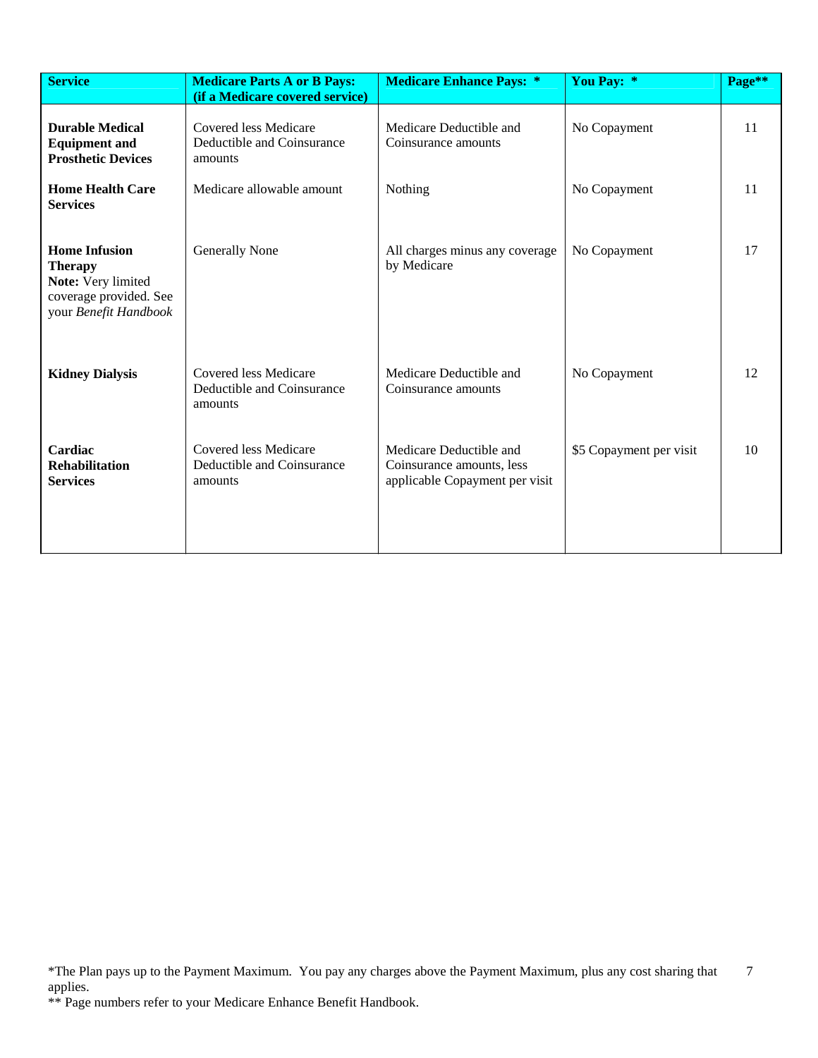| Service | Medicare Parts A or B Pays: (if a Medicare covered service) | Medicare Enhance Pays: * | You Pay: * | Page** |
|---|---|---|---|---|
| **Durable Medical Equipment and Prosthetic Devices** | Covered less Medicare Deductible and Coinsurance amounts | Medicare Deductible and Coinsurance amounts | No Copayment | 11 |
| **Home Health Care Services** | Medicare allowable amount | Nothing | No Copayment | 11 |
| **Home Infusion Therapy** **Note:** Very limited coverage provided. See your *Benefit Handbook* | Generally None | All charges minus any coverage by Medicare | No Copayment | 17 |
| **Kidney Dialysis** | Covered less Medicare Deductible and Coinsurance amounts | Medicare Deductible and Coinsurance amounts | No Copayment | 12 |
| **Cardiac Rehabilitation Services** | Covered less Medicare Deductible and Coinsurance amounts | Medicare Deductible and Coinsurance amounts, less applicable Copayment per visit | $5 Copayment per visit | 10 |

*The Plan pays up to the Payment Maximum. You pay any charges above the Payment Maximum, plus any cost sharing that applies.

** Page numbers refer to your Medicare Enhance Benefit Handbook.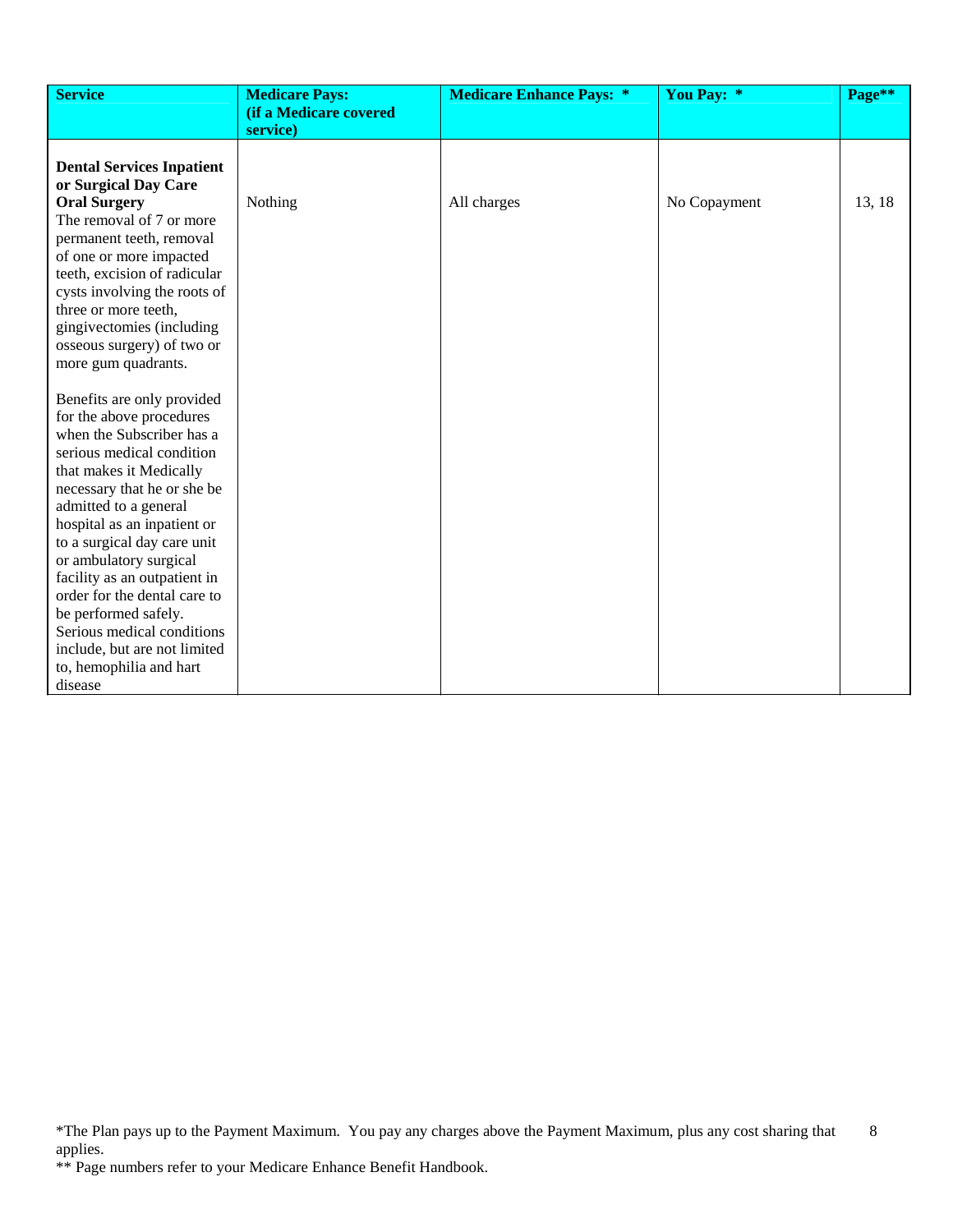| Service | Medicare Pays: (if a Medicare covered service) | Medicare Enhance Pays: * | You Pay: * | Page** |
|---|---|---|---|---|
| **Dental Services Inpatient or Surgical Day Care Oral Surgery**<br>The removal of 7 or more permanent teeth, removal of one or more impacted teeth, excision of radicular cysts involving the roots of three or more teeth, gingivectomies (including osseous surgery) of two or more gum quadrants.<br><br>Benefits are only provided for the above procedures when the Subscriber has a serious medical condition that makes it Medically necessary that he or she be admitted to a general hospital as an inpatient or to a surgical day care unit or ambulatory surgical facility as an outpatient in order for the dental care to be performed safely. Serious medical conditions include, but are not limited to, hemophilia and hart disease | Nothing | All charges | No Copayment | 13, 18 |

*The Plan pays up to the Payment Maximum. You pay any charges above the Payment Maximum, plus any cost sharing that applies.

** Page numbers refer to your Medicare Enhance Benefit Handbook.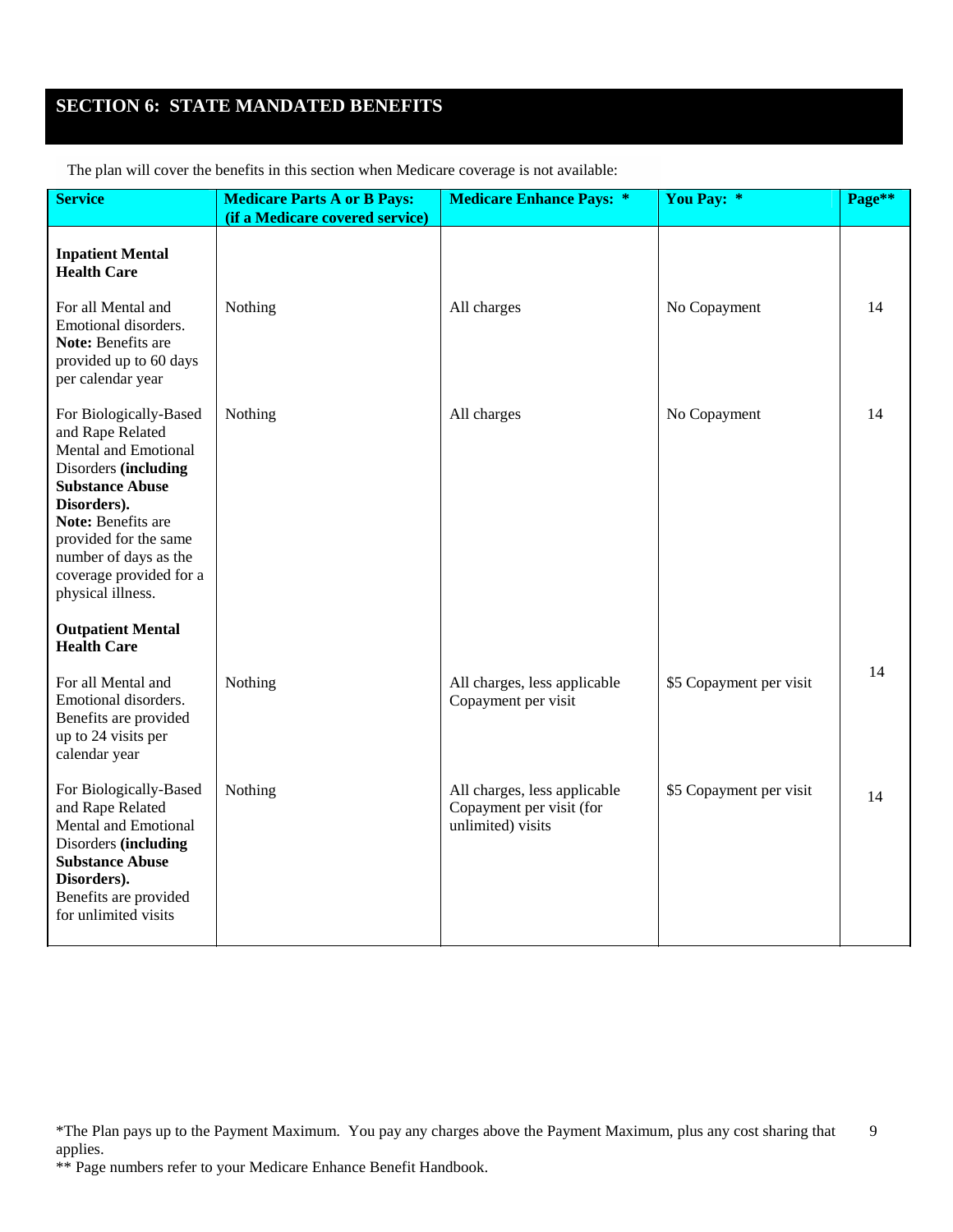# SECTION 6: STATE MANDATED BENEFITS

The plan will cover the benefits in this section when Medicare coverage is not available:

| Service | Medicare Parts A or B Pays: (if a Medicare covered service) | Medicare Enhance Pays: * | You Pay: * | Page** |
|---|---|---|---|---|
| **Inpatient Mental Health Care** | | | | |
| For all Mental and Emotional disorders. **Note:** Benefits are provided up to 60 days per calendar year | Nothing | All charges | No Copayment | 14 |
| For Biologically-Based and Rape Related Mental and Emotional Disorders **(including Substance Abuse Disorders).** **Note:** Benefits are provided for the same number of days as the coverage provided for a physical illness. | Nothing | All charges | No Copayment | 14 |
| **Outpatient Mental Health Care** | | | | |
| For all Mental and Emotional disorders. Benefits are provided up to 24 visits per calendar year | Nothing | All charges, less applicable Copayment per visit | $5 Copayment per visit | 14 |
| For Biologically-Based and Rape Related Mental and Emotional Disorders **(including Substance Abuse Disorders).** Benefits are provided for unlimited visits | Nothing | All charges, less applicable Copayment per visit (for unlimited) visits | $5 Copayment per visit | 14 |

*The Plan pays up to the Payment Maximum. You pay any charges above the Payment Maximum, plus any cost sharing that applies.

** Page numbers refer to your Medicare Enhance Benefit Handbook.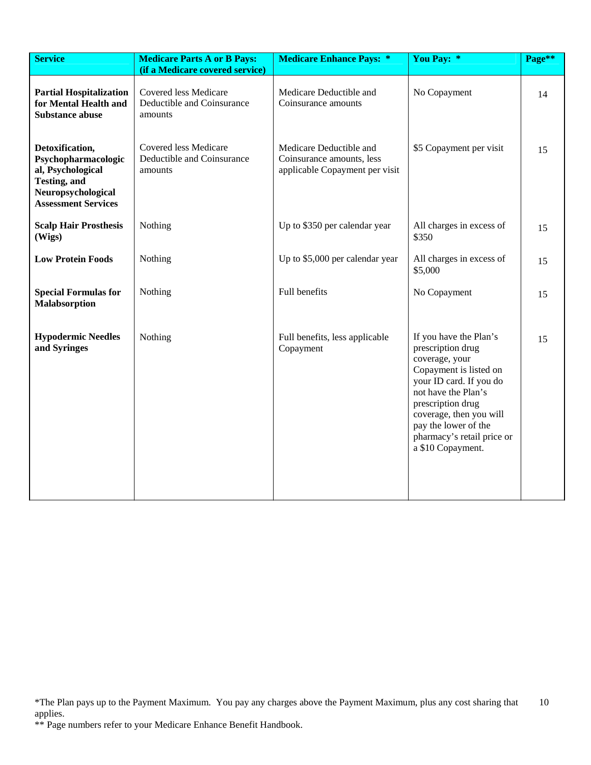| Service | Medicare Parts A or B Pays: (if a Medicare covered service) | Medicare Enhance Pays: * | You Pay: * | Page** |
|---|---|---|---|---|
| **Partial Hospitalization for Mental Health and Substance abuse** | Covered less Medicare Deductible and Coinsurance amounts | Medicare Deductible and Coinsurance amounts | No Copayment | 14 |
| **Detoxification, Psychopharmacological, Psychological Testing, and Neuropsychological Assessment Services** | Covered less Medicare Deductible and Coinsurance amounts | Medicare Deductible and Coinsurance amounts, less applicable Copayment per visit | $5 Copayment per visit | 15 |
| **Scalp Hair Prosthesis (Wigs)** | Nothing | Up to $350 per calendar year | All charges in excess of $350 | 15 |
| **Low Protein Foods** | Nothing | Up to $5,000 per calendar year | All charges in excess of $5,000 | 15 |
| **Special Formulas for Malabsorption** | Nothing | Full benefits | No Copayment | 15 |
| **Hypodermic Needles and Syringes** | Nothing | Full benefits, less applicable Copayment | If you have the Plan's prescription drug coverage, your Copayment is listed on your ID card. If you do not have the Plan's prescription drug coverage, then you will pay the lower of the pharmacy's retail price or a $10 Copayment. | 15 |

*The Plan pays up to the Payment Maximum. You pay any charges above the Payment Maximum, plus any cost sharing that applies.

** Page numbers refer to your Medicare Enhance Benefit Handbook.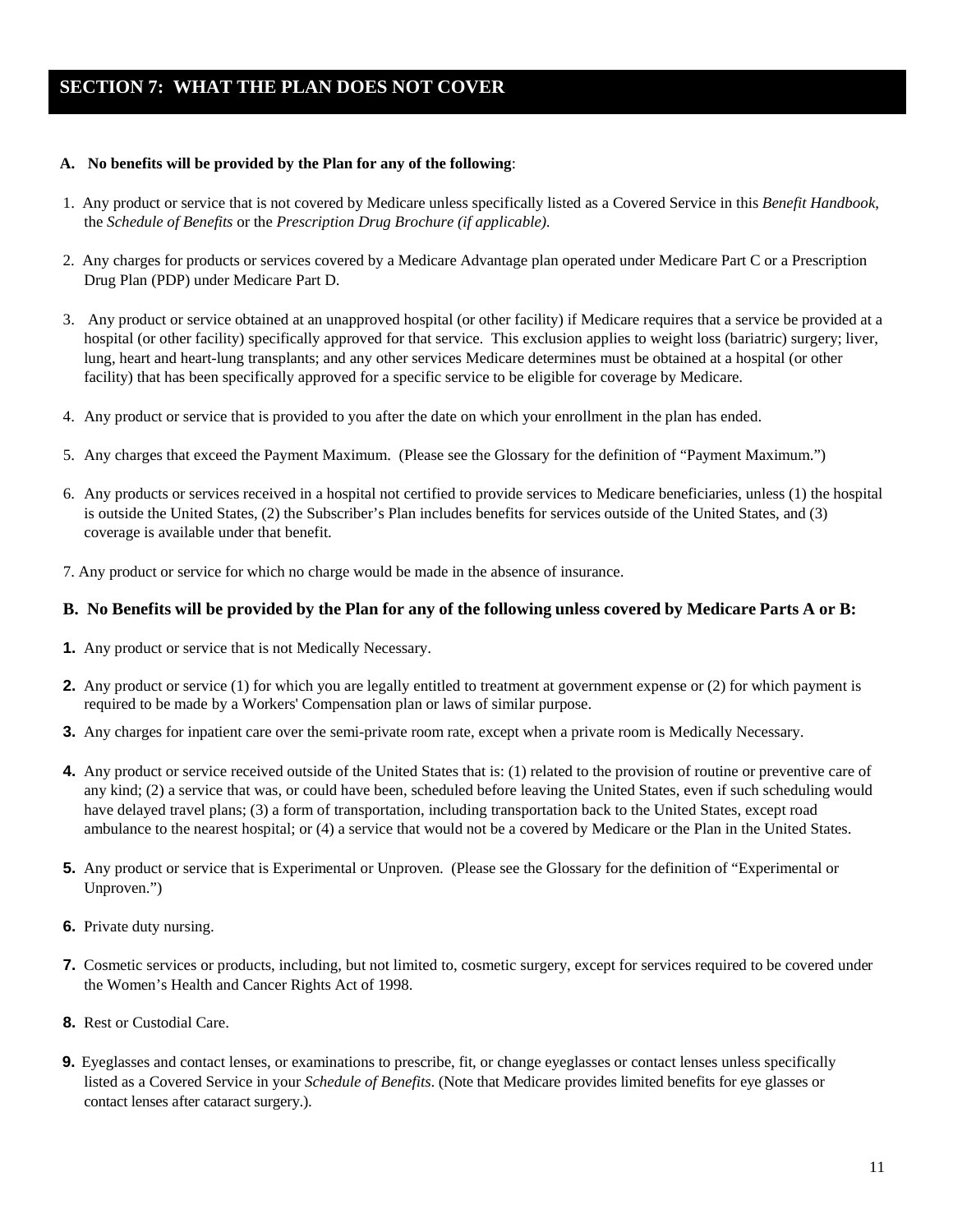# SECTION 7: WHAT THE PLAN DOES NOT COVER

**A. No benefits will be provided by the Plan for any of the following**:

1. Any product or service that is not covered by Medicare unless specifically listed as a Covered Service in this *Benefit Handbook*, the *Schedule of Benefits* or the *Prescription Drug Brochure (if applicable)*.

2. Any charges for products or services covered by a Medicare Advantage plan operated under Medicare Part C or a Prescription Drug Plan (PDP) under Medicare Part D.

3. Any product or service obtained at an unapproved hospital (or other facility) if Medicare requires that a service be provided at a hospital (or other facility) specifically approved for that service. This exclusion applies to weight loss (bariatric) surgery; liver, lung, heart and heart-lung transplants; and any other services Medicare determines must be obtained at a hospital (or other facility) that has been specifically approved for a specific service to be eligible for coverage by Medicare.

4. Any product or service that is provided to you after the date on which your enrollment in the plan has ended.

5. Any charges that exceed the Payment Maximum. (Please see the Glossary for the definition of "Payment Maximum.")

6. Any products or services received in a hospital not certified to provide services to Medicare beneficiaries, unless (1) the hospital is outside the United States, (2) the Subscriber's Plan includes benefits for services outside of the United States, and (3) coverage is available under that benefit.

7. Any product or service for which no charge would be made in the absence of insurance.

**B. No Benefits will be provided by the Plan for any of the following unless covered by Medicare Parts A or B:**

1. Any product or service that is not Medically Necessary.

2. Any product or service (1) for which you are legally entitled to treatment at government expense or (2) for which payment is required to be made by a Workers' Compensation plan or laws of similar purpose.

3. Any charges for inpatient care over the semi-private room rate, except when a private room is Medically Necessary.

4. Any product or service received outside of the United States that is: (1) related to the provision of routine or preventive care of any kind; (2) a service that was, or could have been, scheduled before leaving the United States, even if such scheduling would have delayed travel plans; (3) a form of transportation, including transportation back to the United States, except road ambulance to the nearest hospital; or (4) a service that would not be a covered by Medicare or the Plan in the United States.

5. Any product or service that is Experimental or Unproven. (Please see the Glossary for the definition of "Experimental or Unproven.")

6. Private duty nursing.

7. Cosmetic services or products, including, but not limited to, cosmetic surgery, except for services required to be covered under the Women's Health and Cancer Rights Act of 1998.

8. Rest or Custodial Care.

9. Eyeglasses and contact lenses, or examinations to prescribe, fit, or change eyeglasses or contact lenses unless specifically listed as a Covered Service in your *Schedule of Benefits*. (Note that Medicare provides limited benefits for eye glasses or contact lenses after cataract surgery.).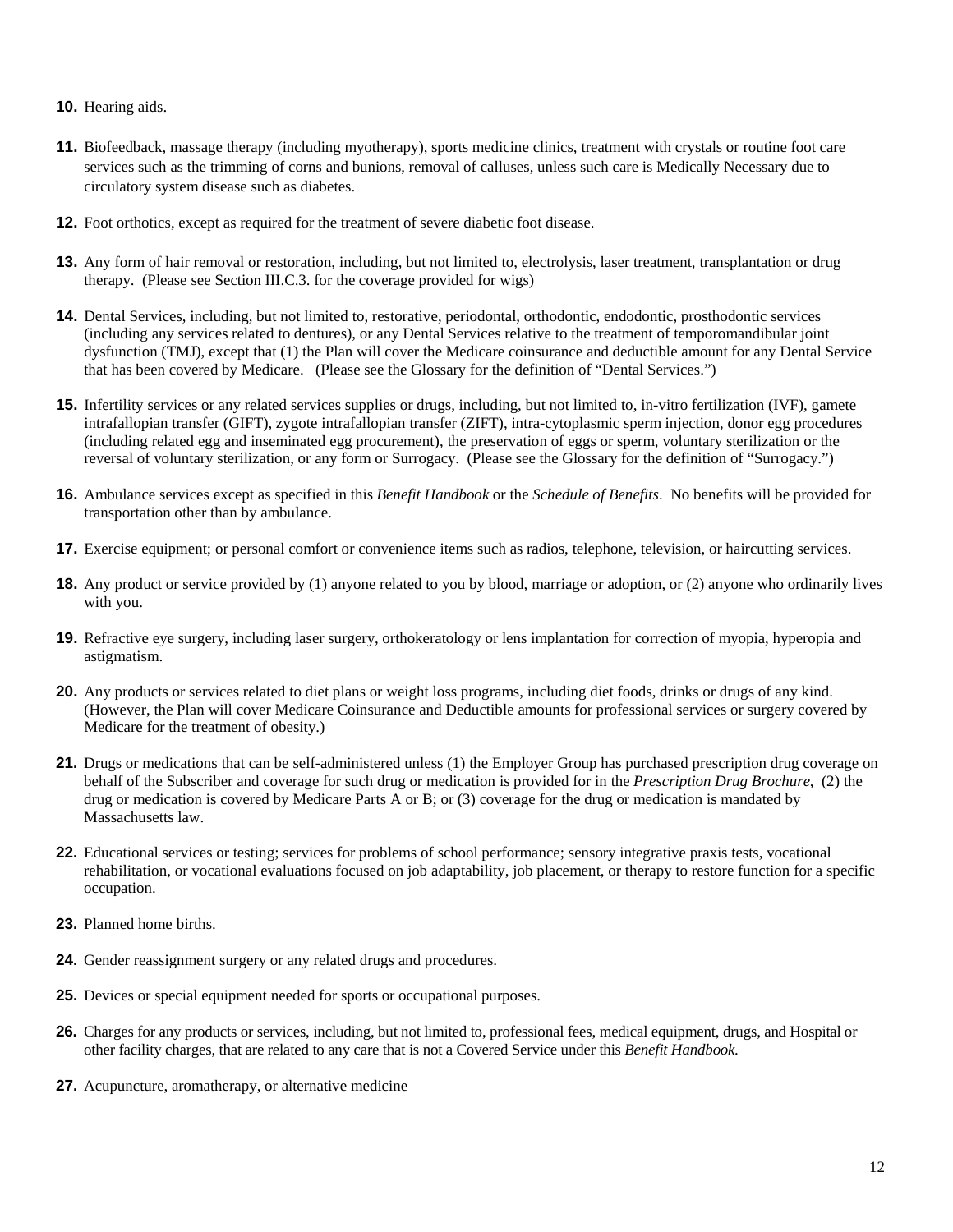10. Hearing aids.

11. Biofeedback, massage therapy (including myotherapy), sports medicine clinics, treatment with crystals or routine foot care services such as the trimming of corns and bunions, removal of calluses, unless such care is Medically Necessary due to circulatory system disease such as diabetes.

12. Foot orthotics, except as required for the treatment of severe diabetic foot disease.

13. Any form of hair removal or restoration, including, but not limited to, electrolysis, laser treatment, transplantation or drug therapy. (Please see Section III.C.3. for the coverage provided for wigs)

14. Dental Services, including, but not limited to, restorative, periodontal, orthodontic, endodontic, prosthodontic services (including any services related to dentures), or any Dental Services relative to the treatment of temporomandibular joint dysfunction (TMJ), except that (1) the Plan will cover the Medicare coinsurance and deductible amount for any Dental Service that has been covered by Medicare. (Please see the Glossary for the definition of "Dental Services.")

15. Infertility services or any related services supplies or drugs, including, but not limited to, in-vitro fertilization (IVF), gamete intrafallopian transfer (GIFT), zygote intrafallopian transfer (ZIFT), intra-cytoplasmic sperm injection, donor egg procedures (including related egg and inseminated egg procurement), the preservation of eggs or sperm, voluntary sterilization or the reversal of voluntary sterilization, or any form or Surrogacy. (Please see the Glossary for the definition of "Surrogacy.")

16. Ambulance services except as specified in this *Benefit Handbook* or the *Schedule of Benefits*. No benefits will be provided for transportation other than by ambulance.

17. Exercise equipment; or personal comfort or convenience items such as radios, telephone, television, or haircutting services.

18. Any product or service provided by (1) anyone related to you by blood, marriage or adoption, or (2) anyone who ordinarily lives with you.

19. Refractive eye surgery, including laser surgery, orthokeratology or lens implantation for correction of myopia, hyperopia and astigmatism.

20. Any products or services related to diet plans or weight loss programs, including diet foods, drinks or drugs of any kind. (However, the Plan will cover Medicare Coinsurance and Deductible amounts for professional services or surgery covered by Medicare for the treatment of obesity.)

21. Drugs or medications that can be self-administered unless (1) the Employer Group has purchased prescription drug coverage on behalf of the Subscriber and coverage for such drug or medication is provided for in the *Prescription Drug Brochure*, (2) the drug or medication is covered by Medicare Parts A or B; or (3) coverage for the drug or medication is mandated by Massachusetts law.

22. Educational services or testing; services for problems of school performance; sensory integrative praxis tests, vocational rehabilitation, or vocational evaluations focused on job adaptability, job placement, or therapy to restore function for a specific occupation.

23. Planned home births.

24. Gender reassignment surgery or any related drugs and procedures.

25. Devices or special equipment needed for sports or occupational purposes.

26. Charges for any products or services, including, but not limited to, professional fees, medical equipment, drugs, and Hospital or other facility charges, that are related to any care that is not a Covered Service under this *Benefit Handbook.*

27. Acupuncture, aromatherapy, or alternative medicine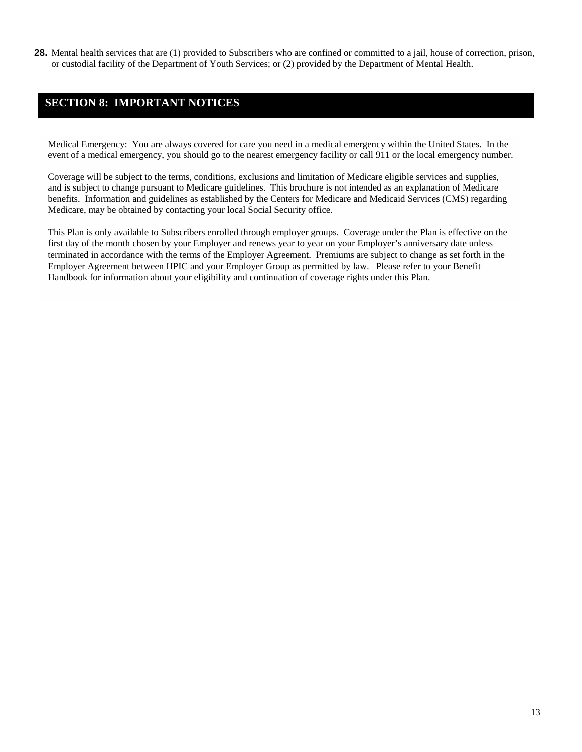**28.** Mental health services that are (1) provided to Subscribers who are confined or committed to a jail, house of correction, prison, or custodial facility of the Department of Youth Services; or (2) provided by the Department of Mental Health.

## SECTION 8: IMPORTANT NOTICES

Medical Emergency: You are always covered for care you need in a medical emergency within the United States. In the event of a medical emergency, you should go to the nearest emergency facility or call 911 or the local emergency number.

Coverage will be subject to the terms, conditions, exclusions and limitation of Medicare eligible services and supplies, and is subject to change pursuant to Medicare guidelines. This brochure is not intended as an explanation of Medicare benefits. Information and guidelines as established by the Centers for Medicare and Medicaid Services (CMS) regarding Medicare, may be obtained by contacting your local Social Security office.

This Plan is only available to Subscribers enrolled through employer groups. Coverage under the Plan is effective on the first day of the month chosen by your Employer and renews year to year on your Employer's anniversary date unless terminated in accordance with the terms of the Employer Agreement. Premiums are subject to change as set forth in the Employer Agreement between HPIC and your Employer Group as permitted by law. Please refer to your Benefit Handbook for information about your eligibility and continuation of coverage rights under this Plan.